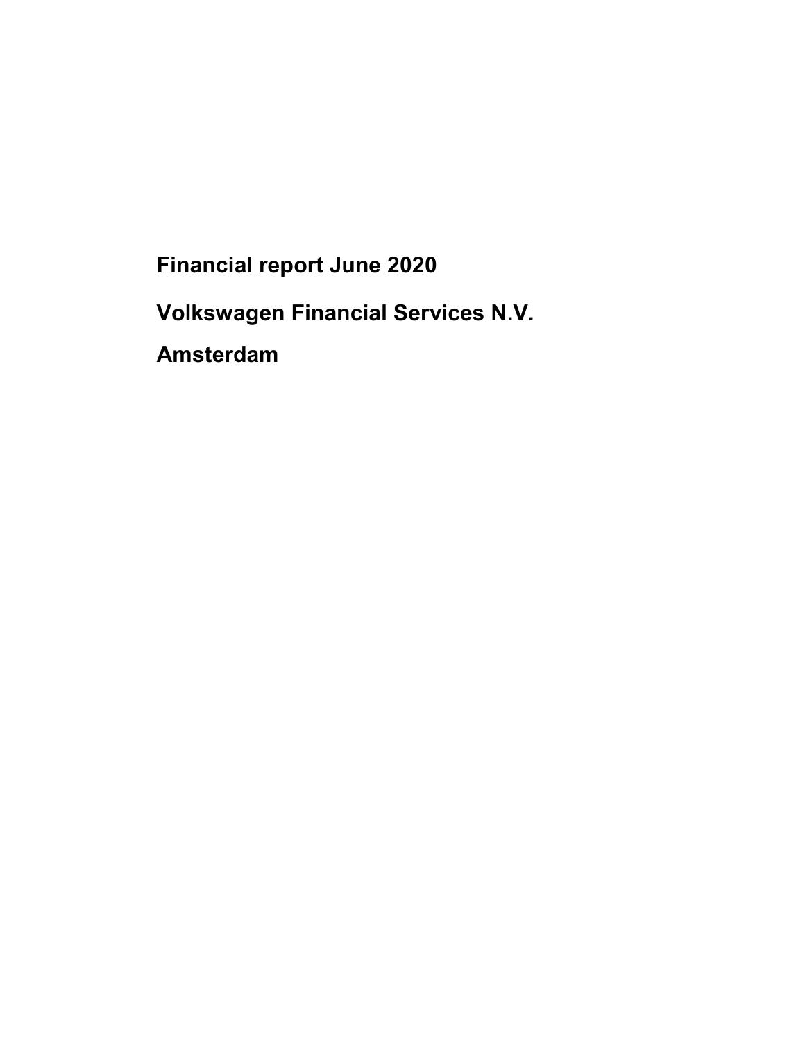# Financial report June 2020

# Volkswagen Financial Services N.V.

# Amsterdam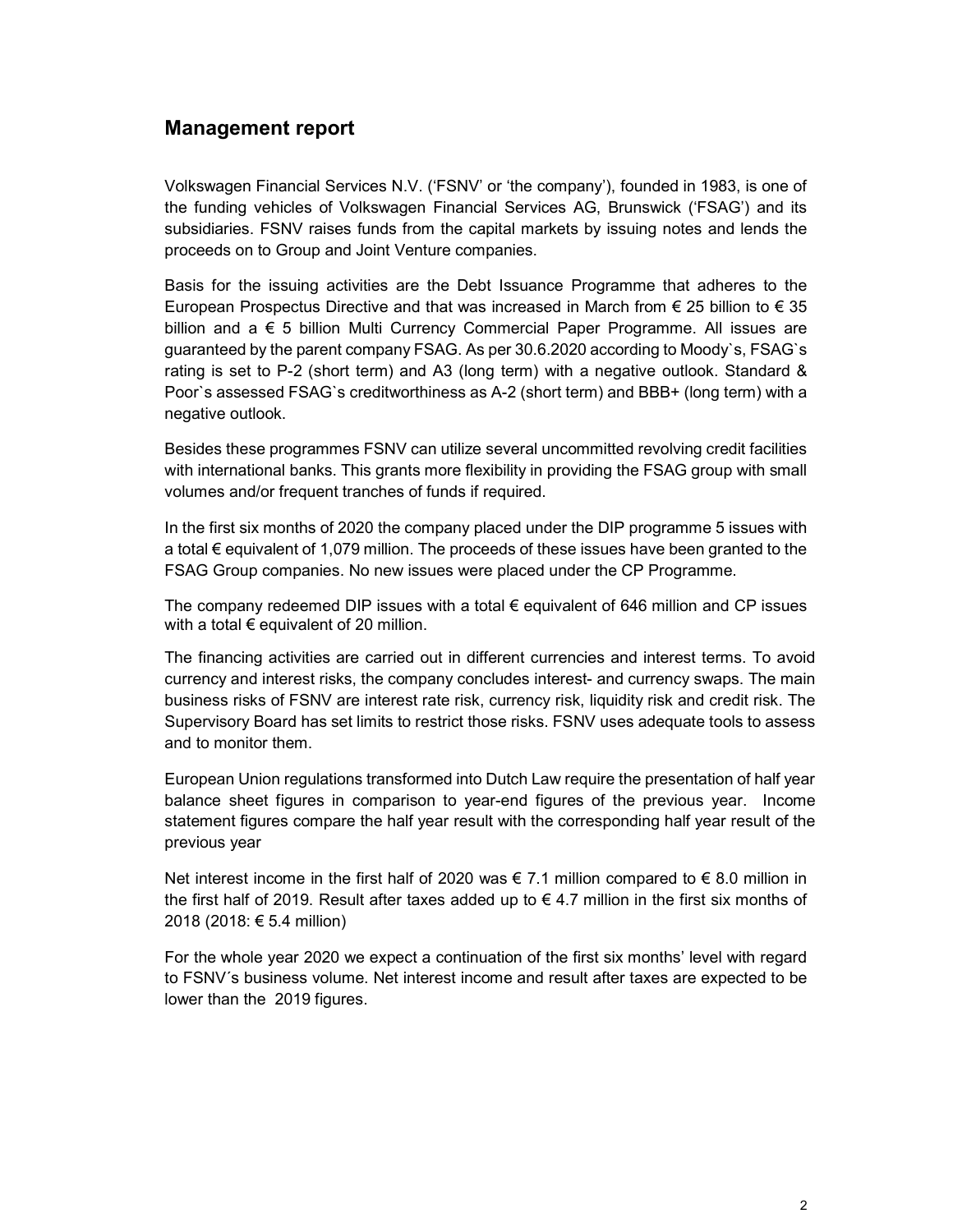## Management report

Volkswagen Financial Services N.V. ('FSNV' or 'the company'), founded in 1983, is one of the funding vehicles of Volkswagen Financial Services AG, Brunswick ('FSAG') and its subsidiaries. FSNV raises funds from the capital markets by issuing notes and lends the proceeds on to Group and Joint Venture companies.

Basis for the issuing activities are the Debt Issuance Programme that adheres to the European Prospectus Directive and that was increased in March from € 25 billion to € 35 billion and a € 5 billion Multi Currency Commercial Paper Programme. All issues are guaranteed by the parent company FSAG. As per 30.6.2020 according to Moody`s, FSAG`s rating is set to P-2 (short term) and A3 (long term) with a negative outlook. Standard & Poor`s assessed FSAG`s creditworthiness as A-2 (short term) and BBB+ (long term) with a negative outlook.

Besides these programmes FSNV can utilize several uncommitted revolving credit facilities with international banks. This grants more flexibility in providing the FSAG group with small volumes and/or frequent tranches of funds if required.

In the first six months of 2020 the company placed under the DIP programme 5 issues with a total € equivalent of 1,079 million. The proceeds of these issues have been granted to the FSAG Group companies. No new issues were placed under the CP Programme.

The company redeemed DIP issues with a total € equivalent of 646 million and CP issues with a total € equivalent of 20 million.

The financing activities are carried out in different currencies and interest terms. To avoid currency and interest risks, the company concludes interest- and currency swaps. The main business risks of FSNV are interest rate risk, currency risk, liquidity risk and credit risk. The Supervisory Board has set limits to restrict those risks. FSNV uses adequate tools to assess and to monitor them.

European Union regulations transformed into Dutch Law require the presentation of half year balance sheet figures in comparison to year-end figures of the previous year. Income statement figures compare the half year result with the corresponding half year result of the previous year

Net interest income in the first half of 2020 was € 7.1 million compared to € 8.0 million in the first half of 2019. Result after taxes added up to € 4.7 million in the first six months of 2018 (2018: € 5.4 million)

For the whole year 2020 we expect a continuation of the first six months' level with regard to FSNV´s business volume. Net interest income and result after taxes are expected to be lower than the 2019 figures.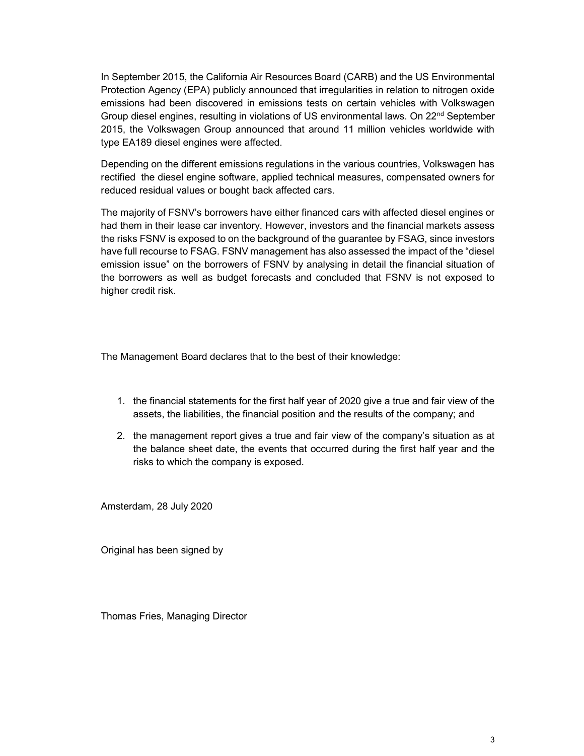In September 2015, the California Air Resources Board (CARB) and the US Environmental Protection Agency (EPA) publicly announced that irregularities in relation to nitrogen oxide emissions had been discovered in emissions tests on certain vehicles with Volkswagen Group diesel engines, resulting in violations of US environmental laws. On 22nd September 2015, the Volkswagen Group announced that around 11 million vehicles worldwide with type EA189 diesel engines were affected.

Depending on the different emissions regulations in the various countries, Volkswagen has rectified the diesel engine software, applied technical measures, compensated owners for reduced residual values or bought back affected cars.

The majority of FSNV's borrowers have either financed cars with affected diesel engines or had them in their lease car inventory. However, investors and the financial markets assess the risks FSNV is exposed to on the background of the guarantee by FSAG, since investors have full recourse to FSAG. FSNV management has also assessed the impact of the "diesel emission issue" on the borrowers of FSNV by analysing in detail the financial situation of the borrowers as well as budget forecasts and concluded that FSNV is not exposed to higher credit risk.

The Management Board declares that to the best of their knowledge:

1. the financial statements for the first half year of 2020 give a true and fair view of the assets, the liabilities, the financial position and the results of the company; and
2. the management report gives a true and fair view of the company's situation as at the balance sheet date, the events that occurred during the first half year and the risks to which the company is exposed.

Amsterdam, 28 July 2020

Original has been signed by

Thomas Fries, Managing Director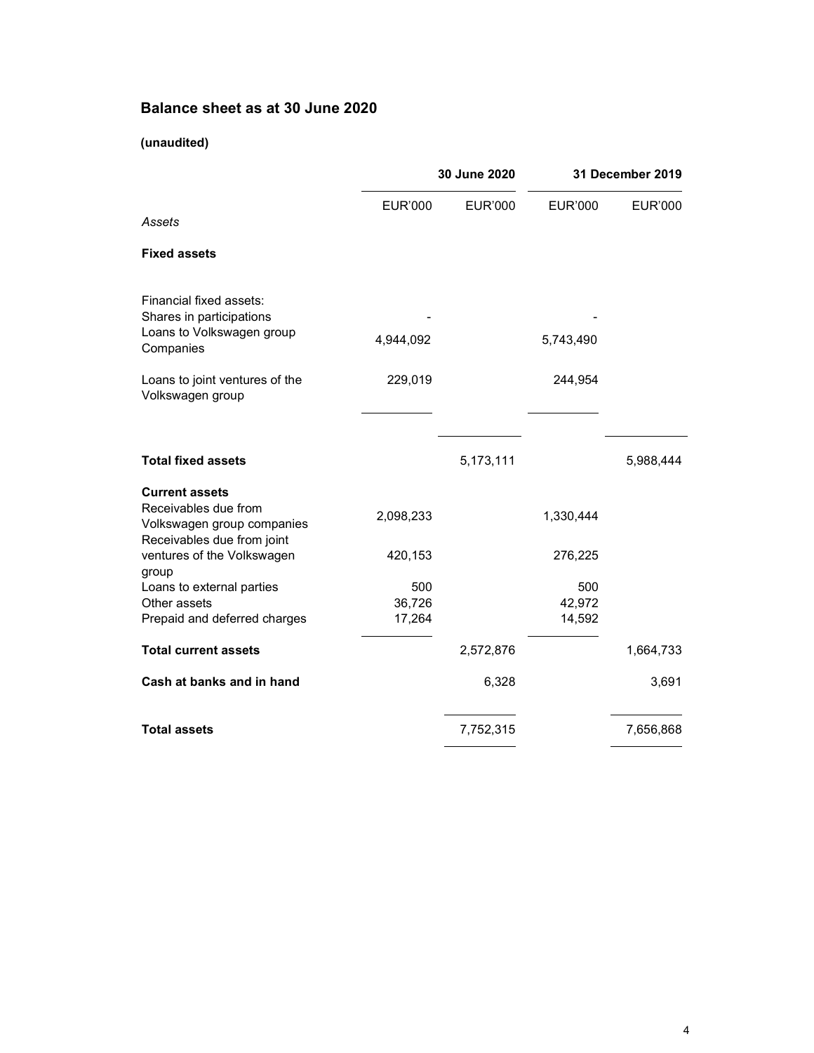## Balance sheet as at 30 June 2020

**(unaudited)**

| | 30 June 2020 | | 31 December 2019 | |
|---|---|---|---|---|
| | EUR'000 | EUR'000 | EUR'000 | EUR'000 |
| *Assets* | | | | |
| **Fixed assets** | | | | |
| Financial fixed assets: | | | | |
| Shares in participations | - | | - | |
| Loans to Volkswagen group Companies | 4,944,092 | | 5,743,490 | |
| Loans to joint ventures of the Volkswagen group | 229,019 | | 244,954 | |
| **Total fixed assets** | | 5,173,111 | | 5,988,444 |
| **Current assets** | | | | |
| Receivables due from Volkswagen group companies | 2,098,233 | | 1,330,444 | |
| Receivables due from joint ventures of the Volkswagen group | 420,153 | | 276,225 | |
| Loans to external parties | 500 | | 500 | |
| Other assets | 36,726 | | 42,972 | |
| Prepaid and deferred charges | 17,264 | | 14,592 | |
| **Total current assets** | | 2,572,876 | | 1,664,733 |
| **Cash at banks and in hand** | | 6,328 | | 3,691 |
| **Total assets** | | 7,752,315 | | 7,656,868 |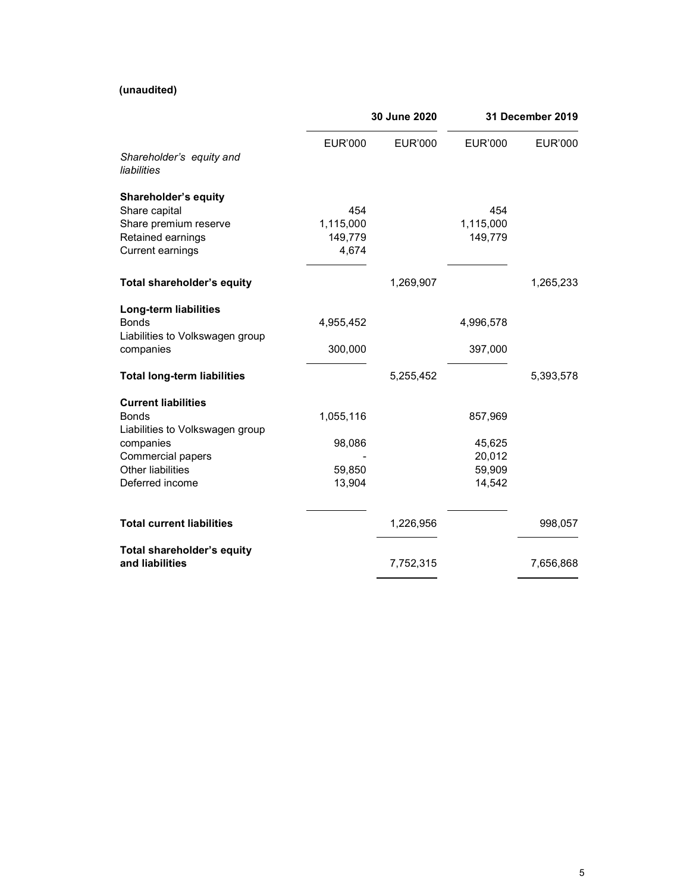**(unaudited)**

| | 30 June 2020 | | 31 December 2019 | |
|---|---|---|---|---|
| | EUR'000 | EUR'000 | EUR'000 | EUR'000 |
| *Shareholder's equity and liabilities* | | | | |
| **Shareholder's equity** | | | | |
| Share capital | 454 | | 454 | |
| Share premium reserve | 1,115,000 | | 1,115,000 | |
| Retained earnings | 149,779 | | 149,779 | |
| Current earnings | 4,674 | | | |
| **Total shareholder's equity** | | 1,269,907 | | 1,265,233 |
| **Long-term liabilities** | | | | |
| Bonds | 4,955,452 | | 4,996,578 | |
| Liabilities to Volkswagen group companies | 300,000 | | 397,000 | |
| **Total long-term liabilities** | | 5,255,452 | | 5,393,578 |
| **Current liabilities** | | | | |
| Bonds | 1,055,116 | | 857,969 | |
| Liabilities to Volkswagen group companies | 98,086 | | 45,625 | |
| Commercial papers | - | | 20,012 | |
| Other liabilities | 59,850 | | 59,909 | |
| Deferred income | 13,904 | | 14,542 | |
| **Total current liabilities** | | 1,226,956 | | 998,057 |
| **Total shareholder's equity and liabilities** | | 7,752,315 | | 7,656,868 |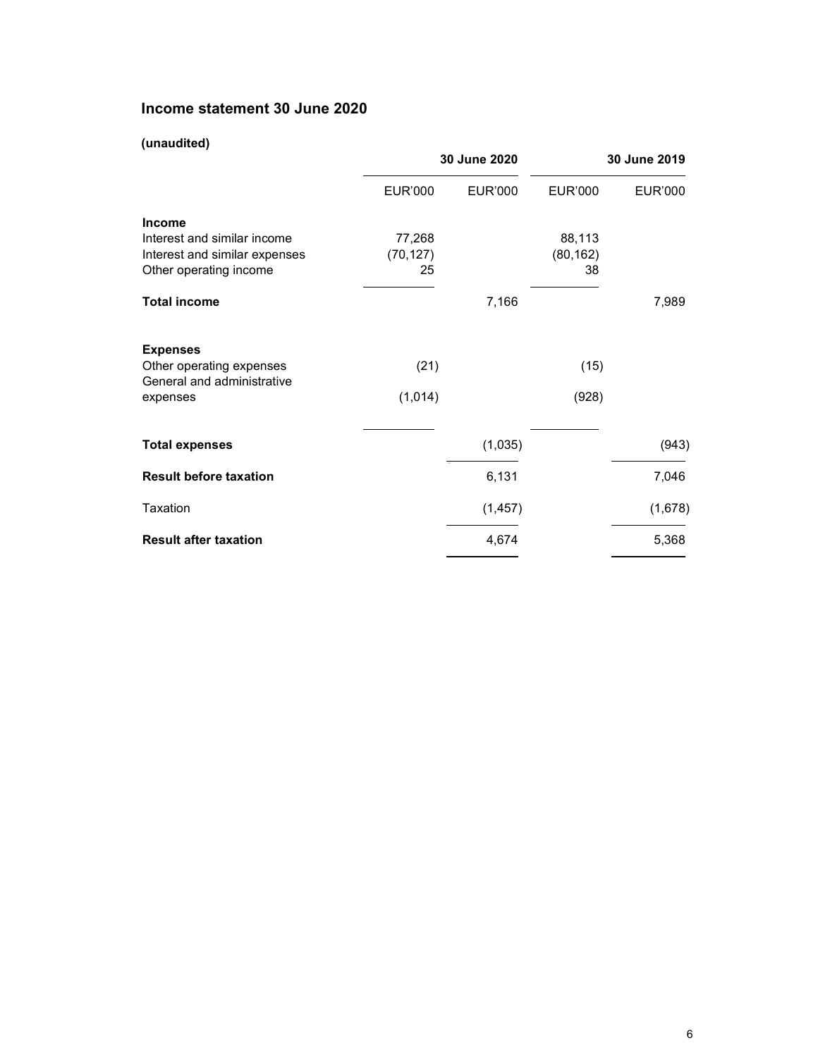## Income statement 30 June 2020

**(unaudited)**

| | 30 June 2020 | | 30 June 2019 | |
|---|---|---|---|---|
| | EUR'000 | EUR'000 | EUR'000 | EUR'000 |
| **Income** | | | | |
| Interest and similar income | 77,268 | | 88,113 | |
| Interest and similar expenses | (70,127) | | (80,162) | |
| Other operating income | 25 | | 38 | |
| **Total income** | | 7,166 | | 7,989 |
| **Expenses** | | | | |
| Other operating expenses | (21) | | (15) | |
| General and administrative expenses | (1,014) | | (928) | |
| **Total expenses** | | (1,035) | | (943) |
| **Result before taxation** | | 6,131 | | 7,046 |
| Taxation | | (1,457) | | (1,678) |
| **Result after taxation** | | 4,674 | | 5,368 |